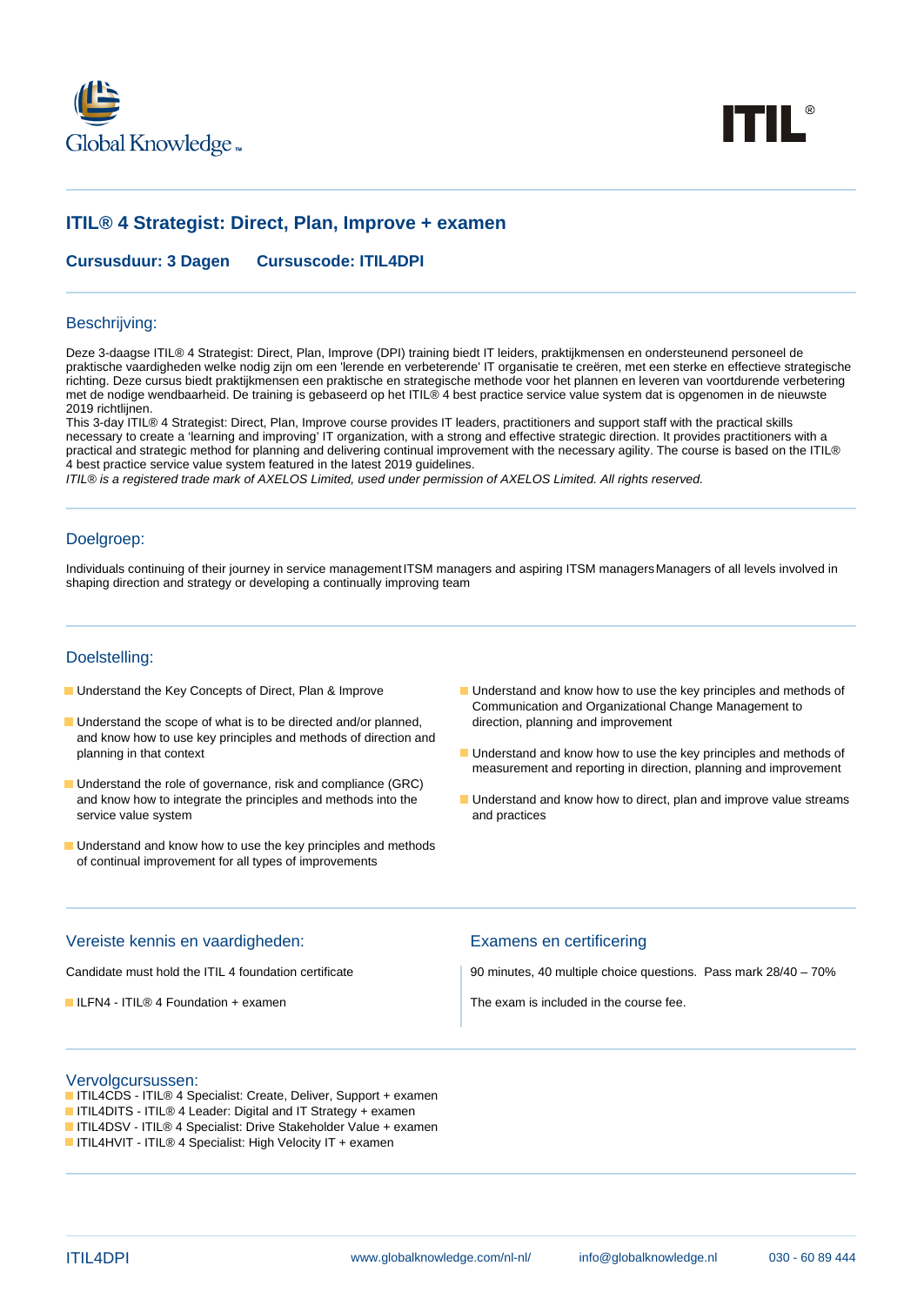# ITIL® 4 Strategist: Direct, Plan, Improve + examen

**Cursusduur: 3 Dagen** **Cursuscode: ITIL4DPI**

## Beschrijving:

Deze 3-daagse ITIL® 4 Strategist: Direct, Plan, Improve (DPI) training biedt IT leiders, praktijkmensen en ondersteunend personeel de praktische vaardigheden welke nodig zijn om een 'lerende en verbeterende' IT organisatie te creëren, met een sterke en effectieve strategische richting. Deze cursus biedt praktijkmensen een praktische en strategische methode voor het plannen en leveren van voortdurende verbetering met de nodige wendbaarheid. De training is gebaseerd op het ITIL® 4 best practice service value system dat is opgenomen in de nieuwste 2019 richtlijnen.
This 3-day ITIL® 4 Strategist: Direct, Plan, Improve course provides IT leaders, practitioners and support staff with the practical skills necessary to create a 'learning and improving' IT organization, with a strong and effective strategic direction. It provides practitioners with a practical and strategic method for planning and delivering continual improvement with the necessary agility. The course is based on the ITIL® 4 best practice service value system featured in the latest 2019 guidelines.
*ITIL® is a registered trade mark of AXELOS Limited, used under permission of AXELOS Limited. All rights reserved.*

## Doelgroep:

Individuals continuing of their journey in service management ITSM managers and aspiring ITSM managers Managers of all levels involved in shaping direction and strategy or developing a continually improving team

## Doelstelling:

- Understand the Key Concepts of Direct, Plan & Improve
- Understand the scope of what is to be directed and/or planned, and know how to use key principles and methods of direction and planning in that context
- Understand the role of governance, risk and compliance (GRC) and know how to integrate the principles and methods into the service value system
- Understand and know how to use the key principles and methods of continual improvement for all types of improvements
- Understand and know how to use the key principles and methods of Communication and Organizational Change Management to direction, planning and improvement
- Understand and know how to use the key principles and methods of measurement and reporting in direction, planning and improvement
- Understand and know how to direct, plan and improve value streams and practices

## Vereiste kennis en vaardigheden:

Candidate must hold the ITIL 4 foundation certificate

- ILFN4 - ITIL® 4 Foundation + examen

## Examens en certificering

90 minutes, 40 multiple choice questions. Pass mark 28/40 – 70%

The exam is included in the course fee.

## Vervolgcursussen:

- ITIL4CDS - ITIL® 4 Specialist: Create, Deliver, Support + examen
- ITIL4DITS - ITIL® 4 Leader: Digital and IT Strategy + examen
- ITIL4DSV - ITIL® 4 Specialist: Drive Stakeholder Value + examen
- ITIL4HVIT - ITIL® 4 Specialist: High Velocity IT + examen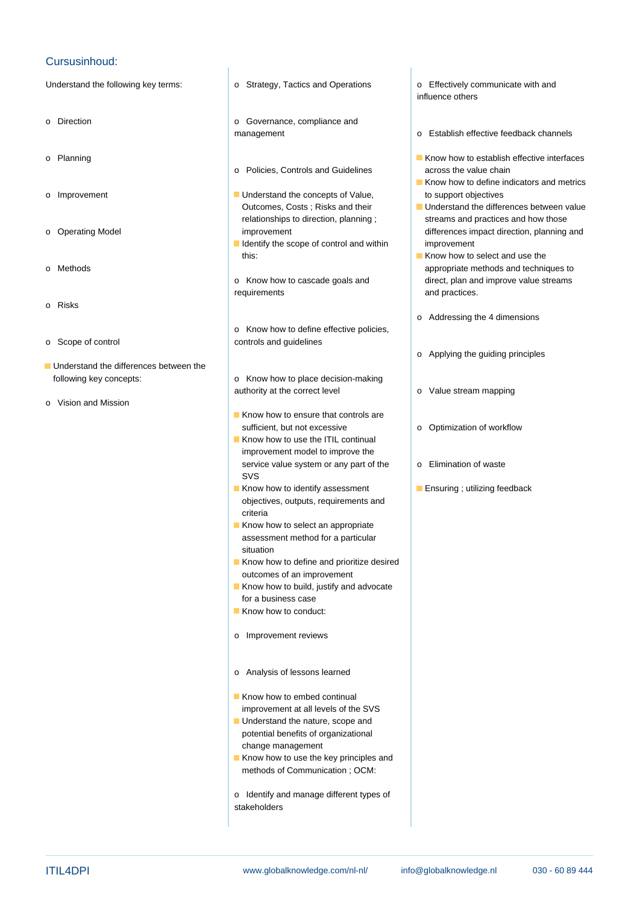## Cursusinhoud:

Understand the following key terms:

- Direction
- Planning
- Improvement
- Operating Model
- Methods
- Risks
- Scope of control

- Understand the differences between the following key concepts:
  - Vision and Mission
  - Strategy, Tactics and Operations
  - Governance, compliance and management
  - Policies, Controls and Guidelines
- Understand the concepts of Value, Outcomes, Costs ; Risks and their relationships to direction, planning ; improvement
- Identify the scope of control and within this:
  - Know how to cascade goals and requirements
  - Know how to define effective policies, controls and guidelines
  - Know how to place decision-making authority at the correct level
- Know how to ensure that controls are sufficient, but not excessive
- Know how to use the ITIL continual improvement model to improve the service value system or any part of the SVS
- Know how to identify assessment objectives, outputs, requirements and criteria
- Know how to select an appropriate assessment method for a particular situation
- Know how to define and prioritize desired outcomes of an improvement
- Know how to build, justify and advocate for a business case
- Know how to conduct:
  - Improvement reviews
  - Analysis of lessons learned
- Know how to embed continual improvement at all levels of the SVS
- Understand the nature, scope and potential benefits of organizational change management
- Know how to use the key principles and methods of Communication ; OCM:
  - Identify and manage different types of stakeholders
  - Effectively communicate with and influence others
  - Establish effective feedback channels
- Know how to establish effective interfaces across the value chain
- Know how to define indicators and metrics to support objectives
- Understand the differences between value streams and practices and how those differences impact direction, planning and improvement
- Know how to select and use the appropriate methods and techniques to direct, plan and improve value streams and practices.
  - Addressing the 4 dimensions
  - Applying the guiding principles
  - Value stream mapping
  - Optimization of workflow
  - Elimination of waste
- Ensuring ; utilizing feedback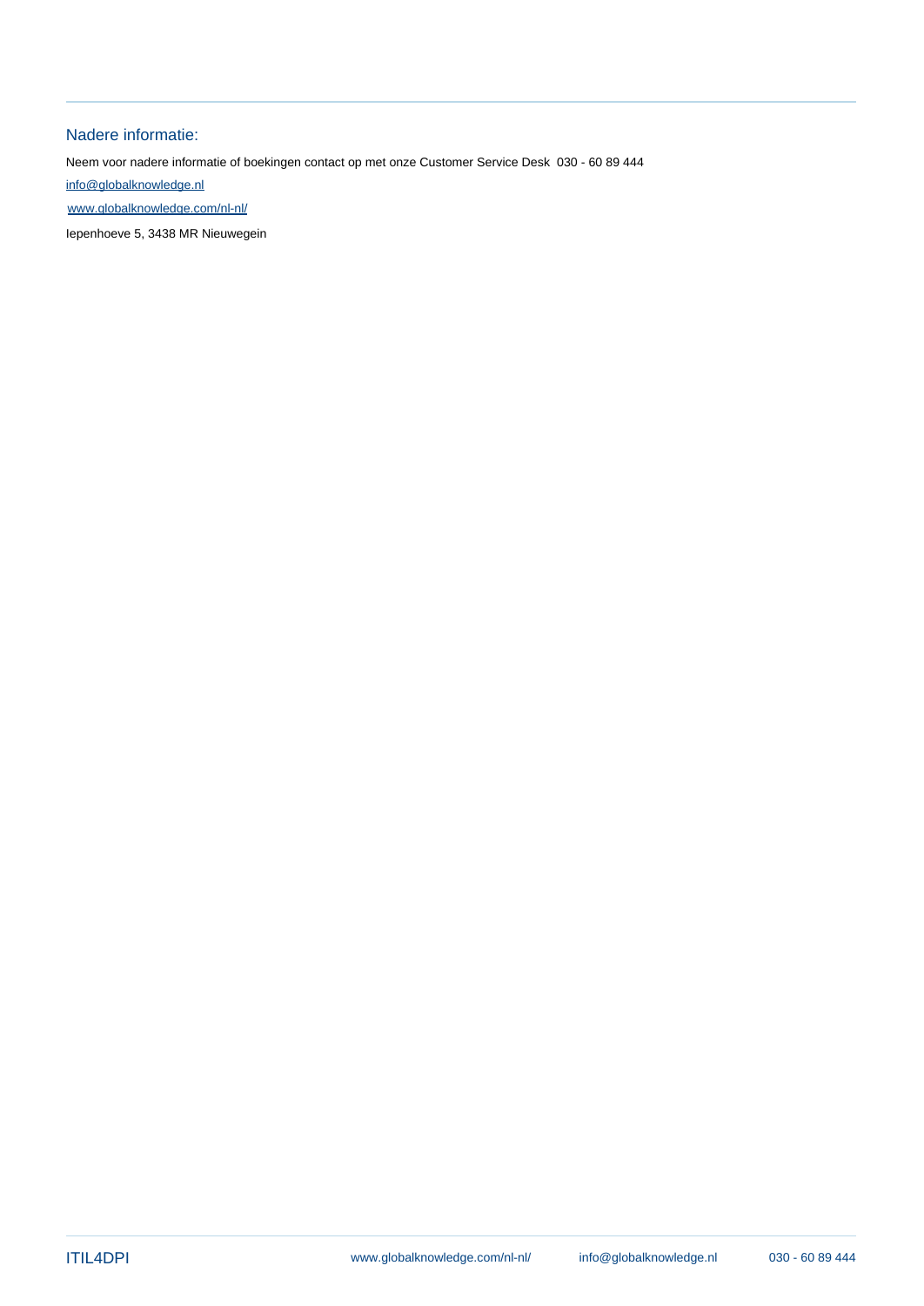## Nadere informatie:

Neem voor nadere informatie of boekingen contact op met onze Customer Service Desk 030 - 60 89 444

info@globalknowledge.nl

www.globalknowledge.com/nl-nl/

Iepenhoeve 5, 3438 MR Nieuwegein